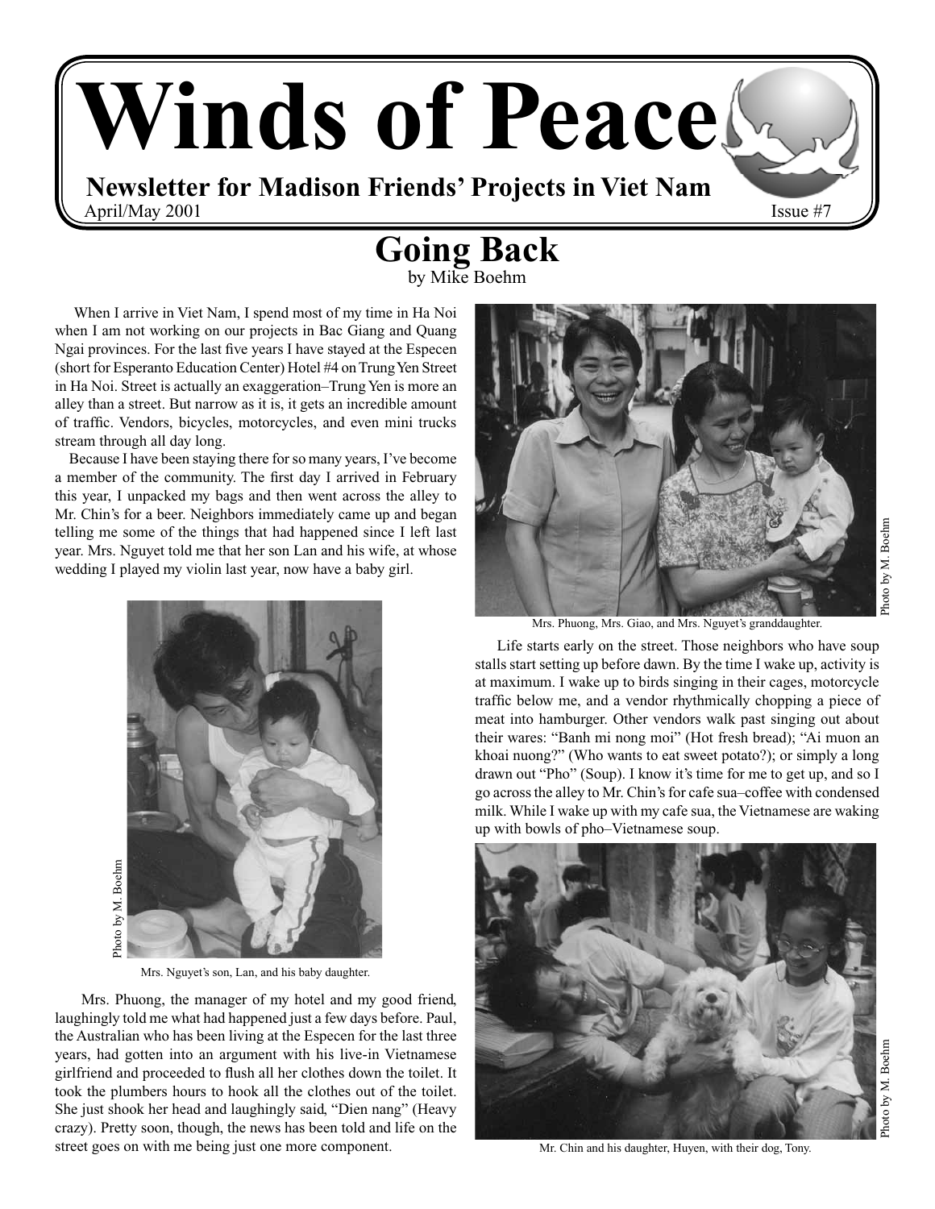# Winds of Peace

**Newsletter for Madison Friends' Projects in Viet Nam**

April/May 2001 Issue #7

## Going Back

by Mike Boehm

When I arrive in Viet Nam, I spend most of my time in Ha Noi when I am not working on our projects in Bac Giang and Quang Ngai provinces. For the last five years I have stayed at the Especen (short for Esperanto Education Center) Hotel #4 on Trung Yen Street in Ha Noi. Street is actually an exaggeration–Trung Yen is more an alley than a street. But narrow as it is, it gets an incredible amount of traffic. Vendors, bicycles, motorcycles, and even mini trucks stream through all day long.

Because I have been staying there for so many years, I've become a member of the community. The first day I arrived in February this year, I unpacked my bags and then went across the alley to Mr. Chin's for a beer. Neighbors immediately came up and began telling me some of the things that had happened since I left last year. Mrs. Nguyet told me that her son Lan and his wife, at whose wedding I played my violin last year, now have a baby girl.

Photo by M. Boehm

Mrs. Nguyet's son, Lan, and his baby daughter.

Mrs. Phuong, the manager of my hotel and my good friend, laughingly told me what had happened just a few days before. Paul, the Australian who has been living at the Especen for the last three years, had gotten into an argument with his live-in Vietnamese girlfriend and proceeded to flush all her clothes down the toilet. It took the plumbers hours to hook all the clothes out of the toilet. She just shook her head and laughingly said, "Dien nang" (Heavy crazy). Pretty soon, though, the news has been told and life on the street goes on with me being just one more component.

Photo by M. Boehm

Mrs. Phuong, Mrs. Giao, and Mrs. Nguyet's granddaughter.

Life starts early on the street. Those neighbors who have soup stalls start setting up before dawn. By the time I wake up, activity is at maximum. I wake up to birds singing in their cages, motorcycle traffic below me, and a vendor rhythmically chopping a piece of meat into hamburger. Other vendors walk past singing out about their wares: "Banh mi nong moi" (Hot fresh bread); "Ai muon an khoai nuong?" (Who wants to eat sweet potato?); or simply a long drawn out "Pho" (Soup). I know it's time for me to get up, and so I go across the alley to Mr. Chin's for cafe sua–coffee with condensed milk. While I wake up with my cafe sua, the Vietnamese are waking up with bowls of pho–Vietnamese soup.

Photo by M. Boehm

Mr. Chin and his daughter, Huyen, with their dog, Tony.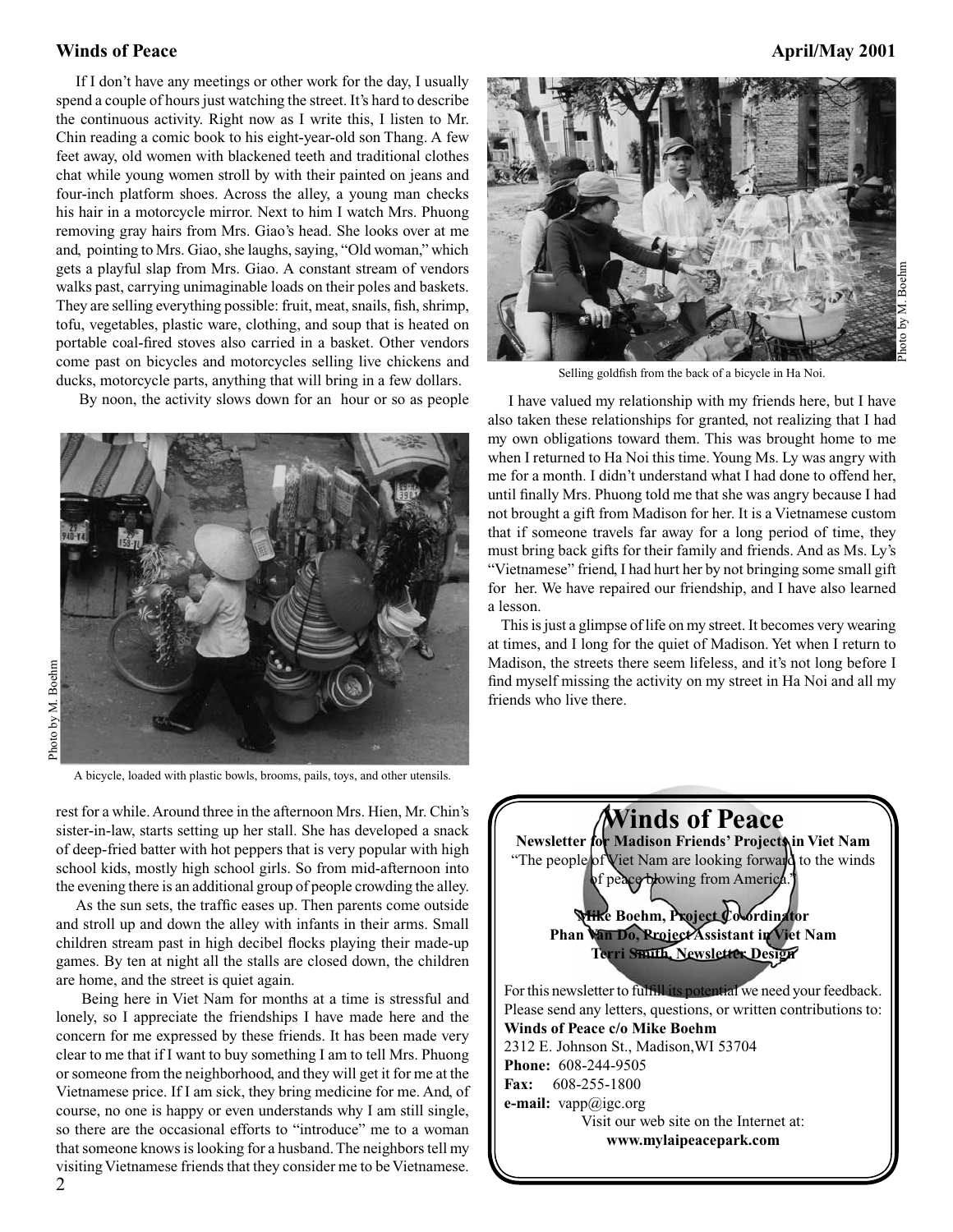If I don't have any meetings or other work for the day, I usually spend a couple of hours just watching the street. It's hard to describe the continuous activity. Right now as I write this, I listen to Mr. Chin reading a comic book to his eight-year-old son Thang. A few feet away, old women with blackened teeth and traditional clothes chat while young women stroll by with their painted on jeans and four-inch platform shoes. Across the alley, a young man checks his hair in a motorcycle mirror. Next to him I watch Mrs. Phuong removing gray hairs from Mrs. Giao's head. She looks over at me and, pointing to Mrs. Giao, she laughs, saying, "Old woman," which gets a playful slap from Mrs. Giao. A constant stream of vendors walks past, carrying unimaginable loads on their poles and baskets. They are selling everything possible: fruit, meat, snails, fish, shrimp, tofu, vegetables, plastic ware, clothing, and soup that is heated on portable coal-fired stoves also carried in a basket. Other vendors come past on bicycles and motorcycles selling live chickens and ducks, motorcycle parts, anything that will bring in a few dollars.

By noon, the activity slows down for an hour or so as people rest for a while. Around three in the afternoon Mrs. Hien, Mr. Chin's sister-in-law, starts setting up her stall. She has developed a snack of deep-fried batter with hot peppers that is very popular with high school kids, mostly high school girls. So from mid-afternoon into the evening there is an additional group of people crowding the alley.

Photo by M. Boehm

A bicycle, loaded with plastic bowls, brooms, pails, toys, and other utensils.

As the sun sets, the traffic eases up. Then parents come outside and stroll up and down the alley with infants in their arms. Small children stream past in high decibel flocks playing their made-up games. By ten at night all the stalls are closed down, the children are home, and the street is quiet again.

Being here in Viet Nam for months at a time is stressful and lonely, so I appreciate the friendships I have made here and the concern for me expressed by these friends. It has been made very clear to me that if I want to buy something I am to tell Mrs. Phuong or someone from the neighborhood, and they will get it for me at the Vietnamese price. If I am sick, they bring medicine for me. And, of course, no one is happy or even understands why I am still single, so there are the occasional efforts to "introduce" me to a woman that someone knows is looking for a husband. The neighbors tell my visiting Vietnamese friends that they consider me to be Vietnamese.

Photo by M. Boehm

Selling goldfish from the back of a bicycle in Ha Noi.

I have valued my relationship with my friends here, but I have also taken these relationships for granted, not realizing that I had my own obligations toward them. This was brought home to me when I returned to Ha Noi this time. Young Ms. Ly was angry with me for a month. I didn't understand what I had done to offend her, until finally Mrs. Phuong told me that she was angry because I had not brought a gift from Madison for her. It is a Vietnamese custom that if someone travels far away for a long period of time, they must bring back gifts for their family and friends. And as Ms. Ly's "Vietnamese" friend, I had hurt her by not bringing some small gift for her. We have repaired our friendship, and I have also learned a lesson.

This is just a glimpse of life on my street. It becomes very wearing at times, and I long for the quiet of Madison. Yet when I return to Madison, the streets there seem lifeless, and it's not long before I find myself missing the activity on my street in Ha Noi and all my friends who live there.

---

## Winds of Peace

**Newsletter for Madison Friends' Projects in Viet Nam**

"The people of Viet Nam are looking forward to the winds of peace blowing from America."

**Mike Boehm, Project Co-ordinator**
**Phan Van Do, Project Assistant in Viet Nam**
**Terri Smith, Newsletter Design**

For this newsletter to fulfill its potential we need your feedback. Please send any letters, questions, or written contributions to:

**Winds of Peace c/o Mike Boehm**
2312 E. Johnson St., Madison, WI 53704
**Phone:** 608-244-9505
**Fax:** 608-255-1800
**e-mail:** vapp@igc.org

Visit our web site on the Internet at:
**www.mylaipeacepark.com**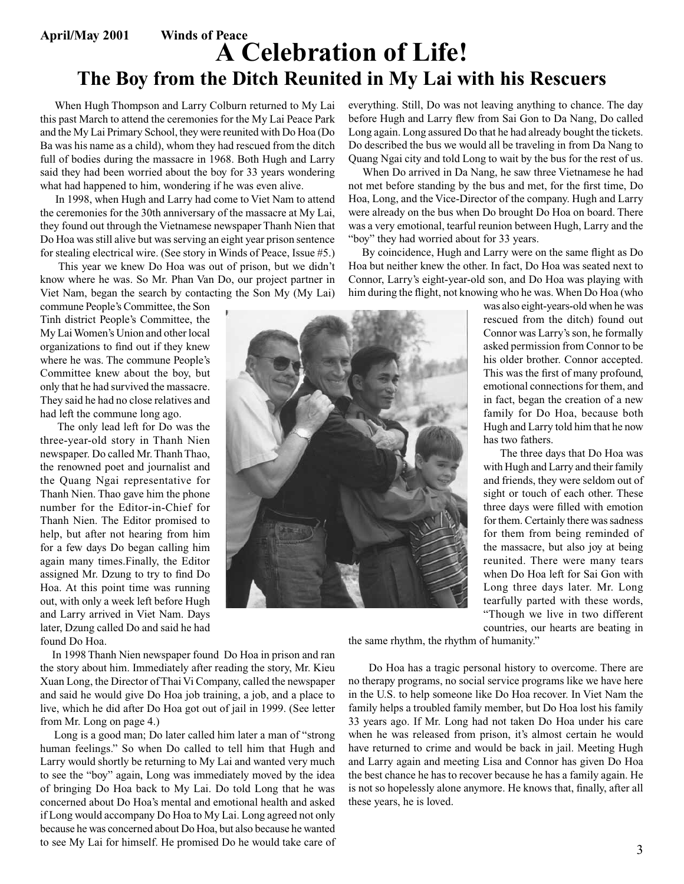# A Celebration of Life!

## The Boy from the Ditch Reunited in My Lai with his Rescuers

When Hugh Thompson and Larry Colburn returned to My Lai this past March to attend the ceremonies for the My Lai Peace Park and the My Lai Primary School, they were reunited with Do Hoa (Do Ba was his name as a child), whom they had rescued from the ditch full of bodies during the massacre in 1968. Both Hugh and Larry said they had been worried about the boy for 33 years wondering what had happened to him, wondering if he was even alive.

In 1998, when Hugh and Larry had come to Viet Nam to attend the ceremonies for the 30th anniversary of the massacre at My Lai, they found out through the Vietnamese newspaper Thanh Nien that Do Hoa was still alive but was serving an eight year prison sentence for stealing electrical wire. (See story in Winds of Peace, Issue #5.)

This year we knew Do Hoa was out of prison, but we didn't know where he was. So Mr. Phan Van Do, our project partner in Viet Nam, began the search by contacting the Son My (My Lai) commune People's Committee, the Son Tinh district People's Committee, the My Lai Women's Union and other local organizations to find out if they knew where he was. The commune People's Committee knew about the boy, but only that he had survived the massacre. They said he had no close relatives and had left the commune long ago.

The only lead left for Do was the three-year-old story in Thanh Nien newspaper. Do called Mr. Thanh Thao, the renowned poet and journalist and the Quang Ngai representative for Thanh Nien. Thao gave him the phone number for the Editor-in-Chief for Thanh Nien. The Editor promised to help, but after not hearing from him for a few days Do began calling him again many times.Finally, the Editor assigned Mr. Dzung to try to find Do Hoa. At this point time was running out, with only a week left before Hugh and Larry arrived in Viet Nam. Days later, Dzung called Do and said he had found Do Hoa.

In 1998 Thanh Nien newspaper found Do Hoa in prison and ran the story about him. Immediately after reading the story, Mr. Kieu Xuan Long, the Director of Thai Vi Company, called the newspaper and said he would give Do Hoa job training, a job, and a place to live, which he did after Do Hoa got out of jail in 1999. (See letter from Mr. Long on page 4.)

Long is a good man; Do later called him later a man of "strong human feelings." So when Do called to tell him that Hugh and Larry would shortly be returning to My Lai and wanted very much to see the "boy" again, Long was immediately moved by the idea of bringing Do Hoa back to My Lai. Do told Long that he was concerned about Do Hoa's mental and emotional health and asked if Long would accompany Do Hoa to My Lai. Long agreed not only because he was concerned about Do Hoa, but also because he wanted to see My Lai for himself. He promised Do he would take care of everything. Still, Do was not leaving anything to chance. The day before Hugh and Larry flew from Sai Gon to Da Nang, Do called Long again. Long assured Do that he had already bought the tickets. Do described the bus we would all be traveling in from Da Nang to Quang Ngai city and told Long to wait by the bus for the rest of us.

When Do arrived in Da Nang, he saw three Vietnamese he had not met before standing by the bus and met, for the first time, Do Hoa, Long, and the Vice-Director of the company. Hugh and Larry were already on the bus when Do brought Do Hoa on board. There was a very emotional, tearful reunion between Hugh, Larry and the "boy" they had worried about for 33 years.

By coincidence, Hugh and Larry were on the same flight as Do Hoa but neither knew the other. In fact, Do Hoa was seated next to Connor, Larry's eight-year-old son, and Do Hoa was playing with him during the flight, not knowing who he was. When Do Hoa (who was also eight-years-old when he was rescued from the ditch) found out Connor was Larry's son, he formally asked permission from Connor to be his older brother. Connor accepted. This was the first of many profound, emotional connections for them, and in fact, began the creation of a new family for Do Hoa, because both Hugh and Larry told him that he now has two fathers.

The three days that Do Hoa was with Hugh and Larry and their family and friends, they were seldom out of sight or touch of each other. These three days were filled with emotion for them. Certainly there was sadness for them from being reminded of the massacre, but also joy at being reunited. There were many tears when Do Hoa left for Sai Gon with Long three days later. Mr. Long tearfully parted with these words, "Though we live in two different countries, our hearts are beating in the same rhythm, the rhythm of humanity."

Do Hoa has a tragic personal history to overcome. There are no therapy programs, no social service programs like we have here in the U.S. to help someone like Do Hoa recover. In Viet Nam the family helps a troubled family member, but Do Hoa lost his family 33 years ago. If Mr. Long had not taken Do Hoa under his care when he was released from prison, it's almost certain he would have returned to crime and would be back in jail. Meeting Hugh and Larry again and meeting Lisa and Connor has given Do Hoa the best chance he has to recover because he has a family again. He is not so hopelessly alone anymore. He knows that, finally, after all these years, he is loved.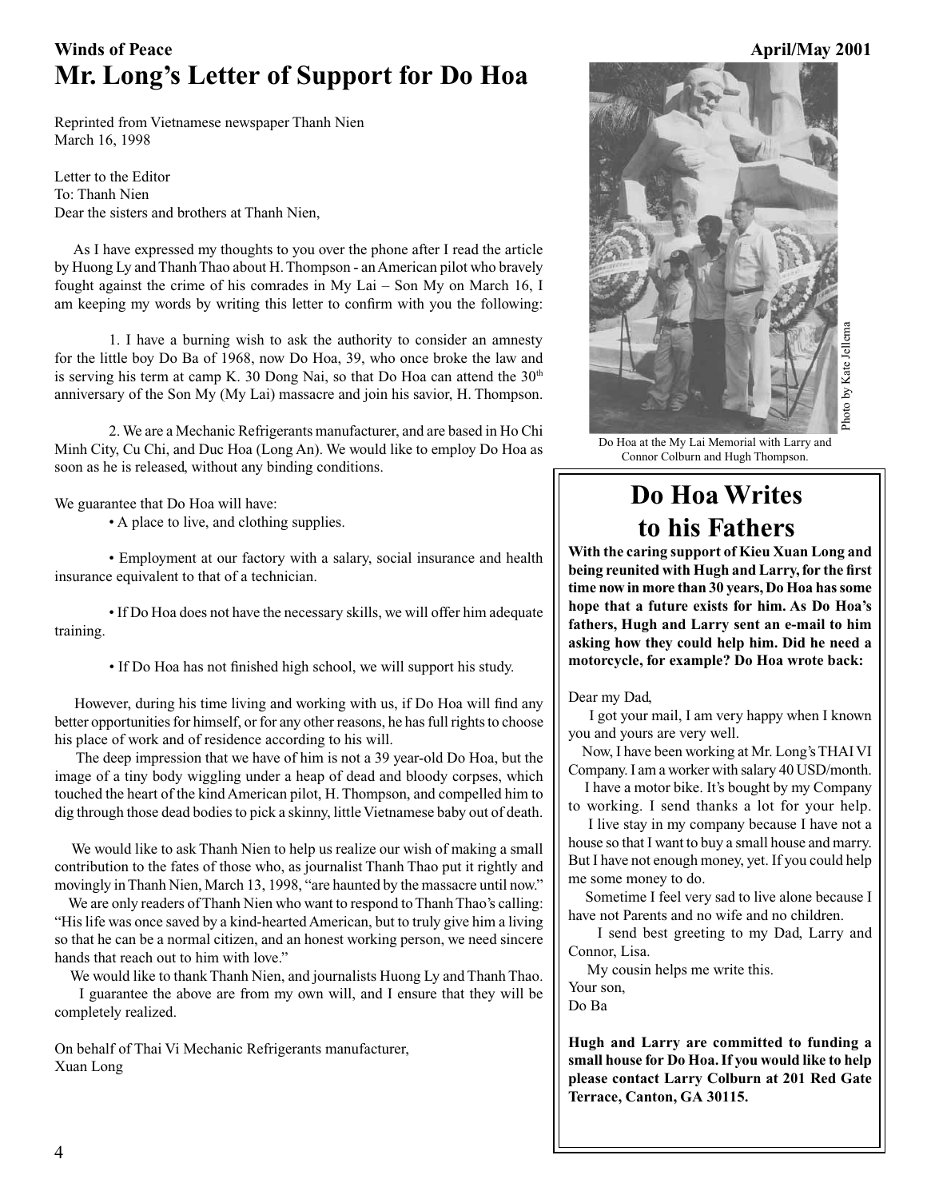# Mr. Long's Letter of Support for Do Hoa

Reprinted from Vietnamese newspaper Thanh Nien
March 16, 1998

Letter to the Editor
To: Thanh Nien
Dear the sisters and brothers at Thanh Nien,

As I have expressed my thoughts to you over the phone after I read the article by Huong Ly and Thanh Thao about H. Thompson - an American pilot who bravely fought against the crime of his comrades in My Lai – Son My on March 16, I am keeping my words by writing this letter to confirm with you the following:

1. I have a burning wish to ask the authority to consider an amnesty for the little boy Do Ba of 1968, now Do Hoa, 39, who once broke the law and is serving his term at camp K. 30 Dong Nai, so that Do Hoa can attend the 30th anniversary of the Son My (My Lai) massacre and join his savior, H. Thompson.

2. We are a Mechanic Refrigerants manufacturer, and are based in Ho Chi Minh City, Cu Chi, and Duc Hoa (Long An). We would like to employ Do Hoa as soon as he is released, without any binding conditions.

We guarantee that Do Hoa will have:

- A place to live, and clothing supplies.
- Employment at our factory with a salary, social insurance and health insurance equivalent to that of a technician.
- If Do Hoa does not have the necessary skills, we will offer him adequate training.
- If Do Hoa has not finished high school, we will support his study.

However, during his time living and working with us, if Do Hoa will find any better opportunities for himself, or for any other reasons, he has full rights to choose his place of work and of residence according to his will.

The deep impression that we have of him is not a 39 year-old Do Hoa, but the image of a tiny body wiggling under a heap of dead and bloody corpses, which touched the heart of the kind American pilot, H. Thompson, and compelled him to dig through those dead bodies to pick a skinny, little Vietnamese baby out of death.

We would like to ask Thanh Nien to help us realize our wish of making a small contribution to the fates of those who, as journalist Thanh Thao put it rightly and movingly in Thanh Nien, March 13, 1998, "are haunted by the massacre until now."

We are only readers of Thanh Nien who want to respond to Thanh Thao's calling: "His life was once saved by a kind-hearted American, but to truly give him a living so that he can be a normal citizen, and an honest working person, we need sincere hands that reach out to him with love."

We would like to thank Thanh Nien, and journalists Huong Ly and Thanh Thao.

I guarantee the above are from my own will, and I ensure that they will be completely realized.

On behalf of Thai Vi Mechanic Refrigerants manufacturer,
Xuan Long

Photo by Kate Jellema

Do Hoa at the My Lai Memorial with Larry and Connor Colburn and Hugh Thompson.

## Do Hoa Writes to his Fathers

**With the caring support of Kieu Xuan Long and being reunited with Hugh and Larry, for the first time now in more than 30 years, Do Hoa has some hope that a future exists for him. As Do Hoa's fathers, Hugh and Larry sent an e-mail to him asking how they could help him. Did he need a motorcycle, for example? Do Hoa wrote back:**

Dear my Dad,

I got your mail, I am very happy when I known you and yours are very well.

Now, I have been working at Mr. Long's THAI VI Company. I am a worker with salary 40 USD/month.

I have a motor bike. It's bought by my Company to working. I send thanks a lot for your help.

I live stay in my company because I have not a house so that I want to buy a small house and marry. But I have not enough money, yet. If you could help me some money to do.

Sometime I feel very sad to live alone because I have not Parents and no wife and no children.

I send best greeting to my Dad, Larry and Connor, Lisa.

My cousin helps me write this.

Your son,
Do Ba

**Hugh and Larry are committed to funding a small house for Do Hoa. If you would like to help please contact Larry Colburn at 201 Red Gate Terrace, Canton, GA 30115.**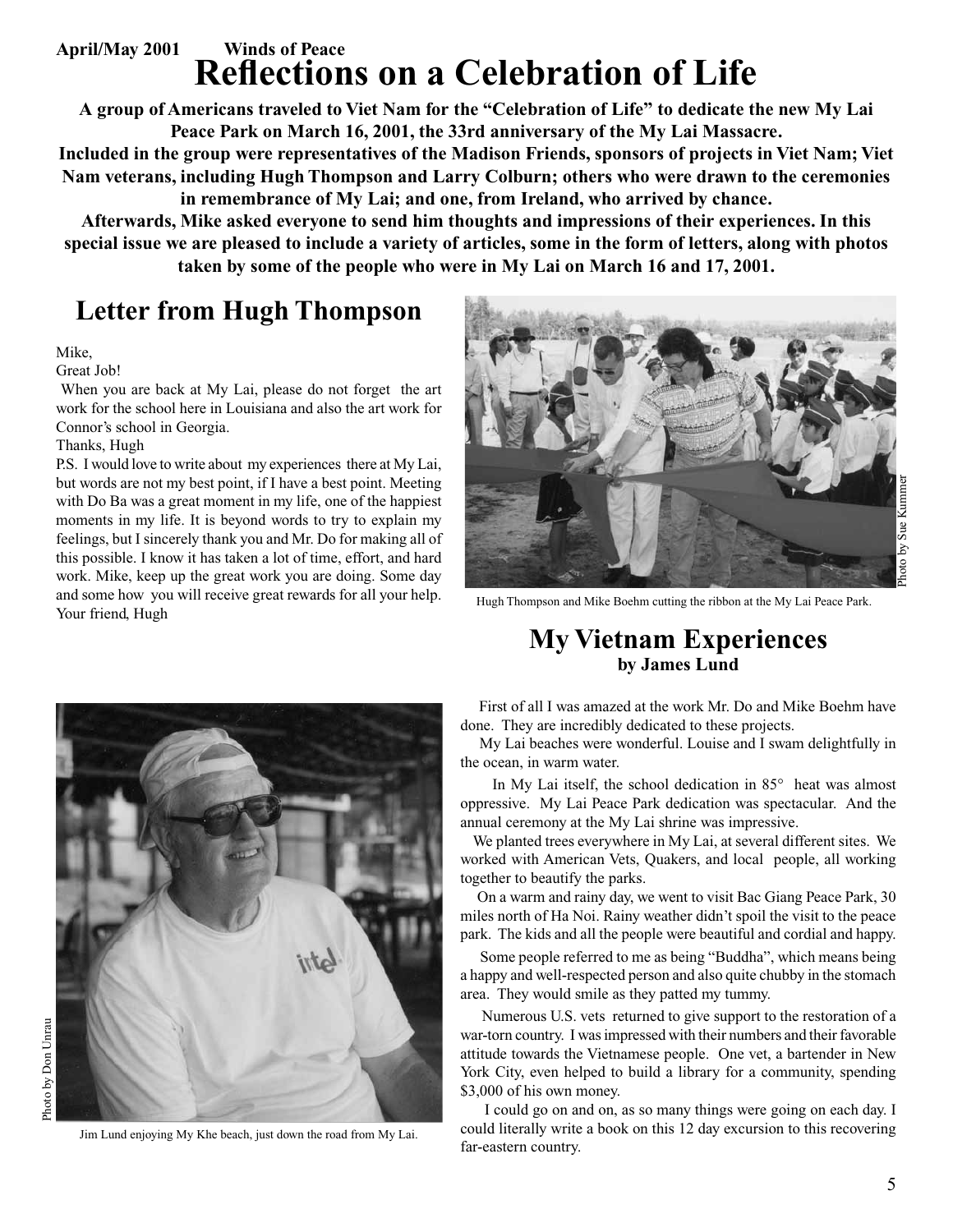# Reflections on a Celebration of Life

**A group of Americans traveled to Viet Nam for the "Celebration of Life" to dedicate the new My Lai Peace Park on March 16, 2001, the 33rd anniversary of the My Lai Massacre.**

**Included in the group were representatives of the Madison Friends, sponsors of projects in Viet Nam; Viet Nam veterans, including Hugh Thompson and Larry Colburn; others who were drawn to the ceremonies in remembrance of My Lai; and one, from Ireland, who arrived by chance.**

**Afterwards, Mike asked everyone to send him thoughts and impressions of their experiences. In this special issue we are pleased to include a variety of articles, some in the form of letters, along with photos taken by some of the people who were in My Lai on March 16 and 17, 2001.**

## Letter from Hugh Thompson

Mike,

Great Job!

When you are back at My Lai, please do not forget the art work for the school here in Louisiana and also the art work for Connor's school in Georgia.

Thanks, Hugh

P.S. I would love to write about my experiences there at My Lai, but words are not my best point, if I have a best point. Meeting with Do Ba was a great moment in my life, one of the happiest moments in my life. It is beyond words to try to explain my feelings, but I sincerely thank you and Mr. Do for making all of this possible. I know it has taken a lot of time, effort, and hard work. Mike, keep up the great work you are doing. Some day and some how you will receive great rewards for all your help.

Your friend, Hugh

Photo by Sue Kummer

Hugh Thompson and Mike Boehm cutting the ribbon at the My Lai Peace Park.

## My Vietnam Experiences

**by James Lund**

First of all I was amazed at the work Mr. Do and Mike Boehm have done. They are incredibly dedicated to these projects.

My Lai beaches were wonderful. Louise and I swam delightfully in the ocean, in warm water.

In My Lai itself, the school dedication in 85° heat was almost oppressive. My Lai Peace Park dedication was spectacular. And the annual ceremony at the My Lai shrine was impressive.

We planted trees everywhere in My Lai, at several different sites. We worked with American Vets, Quakers, and local people, all working together to beautify the parks.

On a warm and rainy day, we went to visit Bac Giang Peace Park, 30 miles north of Ha Noi. Rainy weather didn't spoil the visit to the peace park. The kids and all the people were beautiful and cordial and happy.

Some people referred to me as being "Buddha", which means being a happy and well-respected person and also quite chubby in the stomach area. They would smile as they patted my tummy.

Numerous U.S. vets returned to give support to the restoration of a war-torn country. I was impressed with their numbers and their favorable attitude towards the Vietnamese people. One vet, a bartender in New York City, even helped to build a library for a community, spending $3,000 of his own money.

I could go on and on, as so many things were going on each day. I could literally write a book on this 12 day excursion to this recovering far-eastern country.

Photo by Don Unrau

Jim Lund enjoying My Khe beach, just down the road from My Lai.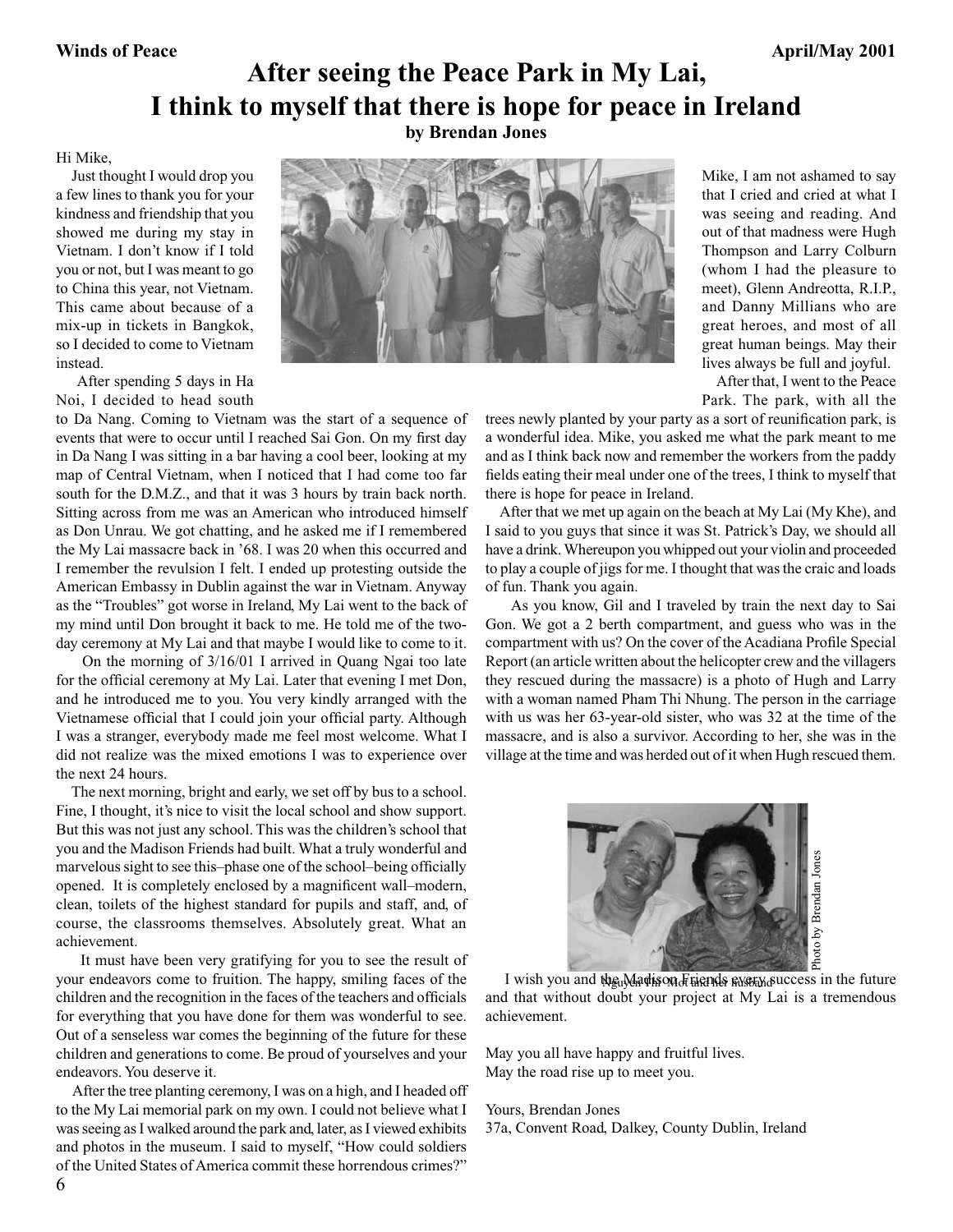# After seeing the Peace Park in My Lai, I think to myself that there is hope for peace in Ireland

**by Brendan Jones**

Hi Mike,

Just thought I would drop you a few lines to thank you for your kindness and friendship that you showed me during my stay in Vietnam. I don't know if I told you or not, but I was meant to go to China this year, not Vietnam. This came about because of a mix-up in tickets in Bangkok, so I decided to come to Vietnam instead.

After spending 5 days in Ha Noi, I decided to head south to Da Nang. Coming to Vietnam was the start of a sequence of events that were to occur until I reached Sai Gon. On my first day in Da Nang I was sitting in a bar having a cool beer, looking at my map of Central Vietnam, when I noticed that I had come too far south for the D.M.Z., and that it was 3 hours by train back north. Sitting across from me was an American who introduced himself as Don Unrau. We got chatting, and he asked me if I remembered the My Lai massacre back in '68. I was 20 when this occurred and I remember the revulsion I felt. I ended up protesting outside the American Embassy in Dublin against the war in Vietnam. Anyway as the "Troubles" got worse in Ireland, My Lai went to the back of my mind until Don brought it back to me. He told me of the two-day ceremony at My Lai and that maybe I would like to come to it.

On the morning of 3/16/01 I arrived in Quang Ngai too late for the official ceremony at My Lai. Later that evening I met Don, and he introduced me to you. You very kindly arranged with the Vietnamese official that I could join your official party. Although I was a stranger, everybody made me feel most welcome. What I did not realize was the mixed emotions I was to experience over the next 24 hours.

The next morning, bright and early, we set off by bus to a school. Fine, I thought, it's nice to visit the local school and show support. But this was not just any school. This was the children's school that you and the Madison Friends had built. What a truly wonderful and marvelous sight to see this–phase one of the school–being officially opened. It is completely enclosed by a magnificent wall–modern, clean, toilets of the highest standard for pupils and staff, and, of course, the classrooms themselves. Absolutely great. What an achievement.

It must have been very gratifying for you to see the result of your endeavors come to fruition. The happy, smiling faces of the children and the recognition in the faces of the teachers and officials for everything that you have done for them was wonderful to see. Out of a senseless war comes the beginning of the future for these children and generations to come. Be proud of yourselves and your endeavors. You deserve it.

After the tree planting ceremony, I was on a high, and I headed off to the My Lai memorial park on my own. I could not believe what I was seeing as I walked around the park and, later, as I viewed exhibits and photos in the museum. I said to myself, "How could soldiers of the United States of America commit these horrendous crimes?" Mike, I am not ashamed to say that I cried and cried at what I was seeing and reading. And out of that madness were Hugh Thompson and Larry Colburn (whom I had the pleasure to meet), Glenn Andreotta, R.I.P., and Danny Millians who are great heroes, and most of all great human beings. May their lives always be full and joyful.

After that, I went to the Peace Park. The park, with all the trees newly planted by your party as a sort of reunification park, is a wonderful idea. Mike, you asked me what the park meant to me and as I think back now and remember the workers from the paddy fields eating their meal under one of the trees, I think to myself that there is hope for peace in Ireland.

After that we met up again on the beach at My Lai (My Khe), and I said to you guys that since it was St. Patrick's Day, we should all have a drink. Whereupon you whipped out your violin and proceeded to play a couple of jigs for me. I thought that was the craic and loads of fun. Thank you again.

As you know, Gil and I traveled by train the next day to Sai Gon. We got a 2 berth compartment, and guess who was in the compartment with us? On the cover of the Acadiana Profile Special Report (an article written about the helicopter crew and the villagers they rescued during the massacre) is a photo of Hugh and Larry with a woman named Pham Thi Nhung. The person in the carriage with us was her 63-year-old sister, who was 32 at the time of the massacre, and is also a survivor. According to her, she was in the village at the time and was herded out of it when Hugh rescued them.

Nguyen Thi Mot and her husband

Photo by Brendan Jones

I wish you and the Madison Friends every success in the future and that without doubt your project at My Lai is a tremendous achievement.

May you all have happy and fruitful lives.
May the road rise up to meet you.

Yours, Brendan Jones
37a, Convent Road, Dalkey, County Dublin, Ireland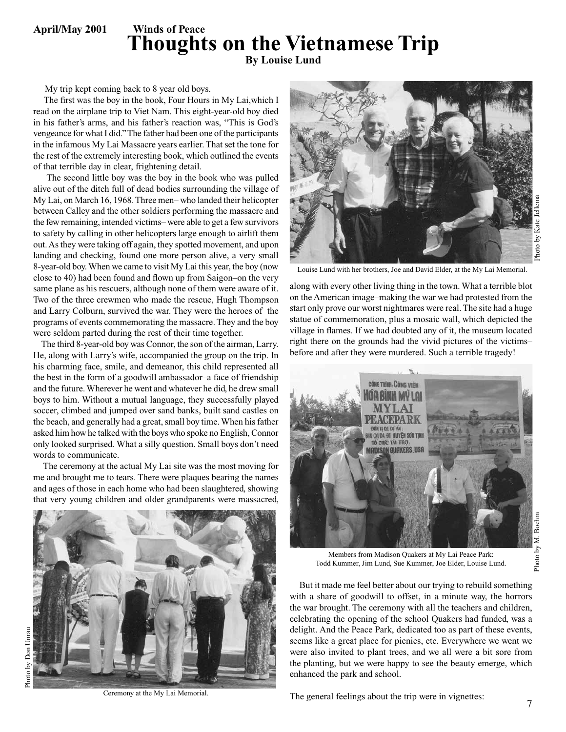# Thoughts on the Vietnamese Trip

**By Louise Lund**

My trip kept coming back to 8 year old boys.

The first was the boy in the book, Four Hours in My Lai, which I read on the airplane trip to Viet Nam. This eight-year-old boy died in his father's arms, and his father's reaction was, "This is God's vengeance for what I did." The father had been one of the participants in the infamous My Lai Massacre years earlier. That set the tone for the rest of the extremely interesting book, which outlined the events of that terrible day in clear, frightening detail.

The second little boy was the boy in the book who was pulled alive out of the ditch full of dead bodies surrounding the village of My Lai, on March 16, 1968. Three men– who landed their helicopter between Calley and the other soldiers performing the massacre and the few remaining, intended victims– were able to get a few survivors to safety by calling in other helicopters large enough to airlift them out. As they were taking off again, they spotted movement, and upon landing and checking, found one more person alive, a very small 8-year-old boy. When we came to visit My Lai this year, the boy (now close to 40) had been found and flown up from Saigon–on the very same plane as his rescuers, although none of them were aware of it. Two of the three crewmen who made the rescue, Hugh Thompson and Larry Colburn, survived the war. They were the heroes of the programs of events commemorating the massacre. They and the boy were seldom parted during the rest of their time together.

The third 8-year-old boy was Connor, the son of the airman, Larry. He, along with Larry's wife, accompanied the group on the trip. In his charming face, smile, and demeanor, this child represented all the best in the form of a goodwill ambassador–a face of friendship and the future. Wherever he went and whatever he did, he drew small boys to him. Without a mutual language, they successfully played soccer, climbed and jumped over sand banks, built sand castles on the beach, and generally had a great, small boy time. When his father asked him how he talked with the boys who spoke no English, Connor only looked surprised. What a silly question. Small boys don't need words to communicate.

The ceremony at the actual My Lai site was the most moving for me and brought me to tears. There were plaques bearing the names and ages of those in each home who had been slaughtered, showing that very young children and older grandparents were massacred, along with every other living thing in the town. What a terrible blot on the American image–making the war we had protested from the start only prove our worst nightmares were real. The site had a huge statue of commemoration, plus a mosaic wall, which depicted the village in flames. If we had doubted any of it, the museum located right there on the grounds had the vivid pictures of the victims– before and after they were murdered. Such a terrible tragedy!

Photo by Don Unrau

Ceremony at the My Lai Memorial.

Photo by Kate Jellema

Louise Lund with her brothers, Joe and David Elder, at the My Lai Memorial.

Photo by M. Boehm

Members from Madison Quakers at My Lai Peace Park: Todd Kummer, Jim Lund, Sue Kummer, Joe Elder, Louise Lund.

But it made me feel better about our trying to rebuild something with a share of goodwill to offset, in a minute way, the horrors the war brought. The ceremony with all the teachers and children, celebrating the opening of the school Quakers had funded, was a delight. And the Peace Park, dedicated too as part of these events, seems like a great place for picnics, etc. Everywhere we went we were also invited to plant trees, and we all were a bit sore from the planting, but we were happy to see the beauty emerge, which enhanced the park and school.

The general feelings about the trip were in vignettes: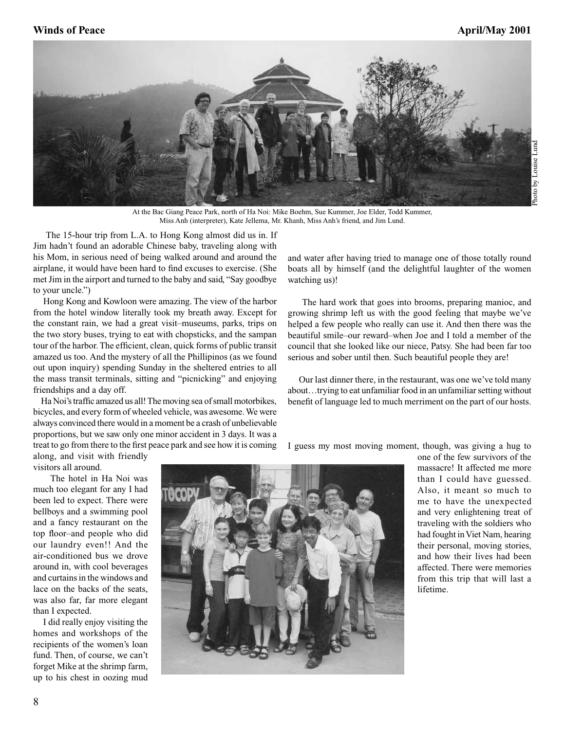At the Bac Giang Peace Park, north of Ha Noi: Mike Boehm, Sue Kummer, Joe Elder, Todd Kummer, Miss Anh (interpreter), Kate Jellema, Mr. Khanh, Miss Anh's friend, and Jim Lund.

Photo by Louise Lund

The 15-hour trip from L.A. to Hong Kong almost did us in. If Jim hadn't found an adorable Chinese baby, traveling along with his Mom, in serious need of being walked around and around the airplane, it would have been hard to find excuses to exercise. (She met Jim in the airport and turned to the baby and said, "Say goodbye to your uncle.")

Hong Kong and Kowloon were amazing. The view of the harbor from the hotel window literally took my breath away. Except for the constant rain, we had a great visit–museums, parks, trips on the two story buses, trying to eat with chopsticks, and the sampan tour of the harbor. The efficient, clean, quick forms of public transit amazed us too. And the mystery of all the Phillipinos (as we found out upon inquiry) spending Sunday in the sheltered entries to all the mass transit terminals, sitting and "picnicking" and enjoying friendships and a day off.

Ha Noi's traffic amazed us all! The moving sea of small motorbikes, bicycles, and every form of wheeled vehicle, was awesome. We were always convinced there would in a moment be a crash of unbelievable proportions, but we saw only one minor accident in 3 days. It was a treat to go from there to the first peace park and see how it is coming along, and visit with friendly visitors all around.

The hotel in Ha Noi was much too elegant for any I had been led to expect. There were bellboys and a swimming pool and a fancy restaurant on the top floor–and people who did our laundry even!! And the air-conditioned bus we drove around in, with cool beverages and curtains in the windows and lace on the backs of the seats, was also far, far more elegant than I expected.

I did really enjoy visiting the homes and workshops of the recipients of the women's loan fund. Then, of course, we can't forget Mike at the shrimp farm, up to his chest in oozing mud and water after having tried to manage one of those totally round boats all by himself (and the delightful laughter of the women watching us)!

The hard work that goes into brooms, preparing manioc, and growing shrimp left us with the good feeling that maybe we've helped a few people who really can use it. And then there was the beautiful smile–our reward–when Joe and I told a member of the council that she looked like our niece, Patsy. She had been far too serious and sober until then. Such beautiful people they are!

Our last dinner there, in the restaurant, was one we've told many about…trying to eat unfamiliar food in an unfamiliar setting without benefit of language led to much merriment on the part of our hosts.

I guess my most moving moment, though, was giving a hug to one of the few survivors of the massacre! It affected me more than I could have guessed. Also, it meant so much to me to have the unexpected and very enlightening treat of traveling with the soldiers who had fought in Viet Nam, hearing their personal, moving stories, and how their lives had been affected. There were memories from this trip that will last a lifetime.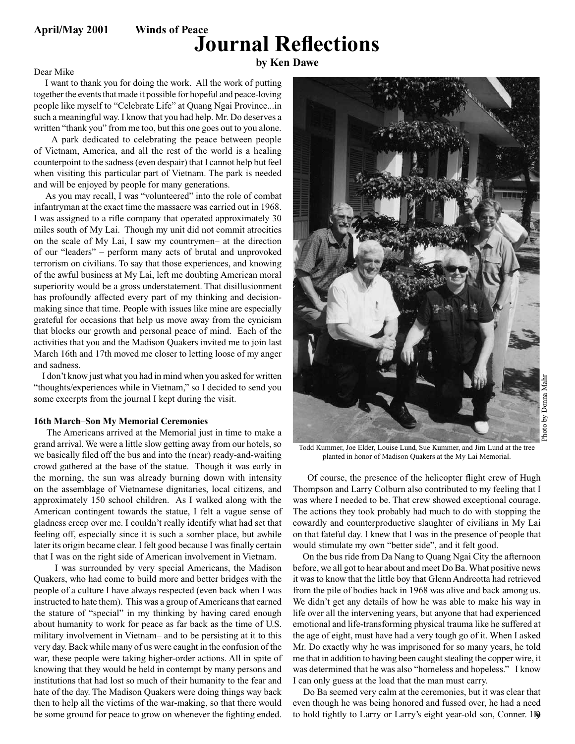# Journal Reflections

**by Ken Dawe**

Dear Mike

I want to thank you for doing the work. All the work of putting together the events that made it possible for hopeful and peace-loving people like myself to "Celebrate Life" at Quang Ngai Province...in such a meaningful way. I know that you had help. Mr. Do deserves a written "thank you" from me too, but this one goes out to you alone.

A park dedicated to celebrating the peace between people of Vietnam, America, and all the rest of the world is a healing counterpoint to the sadness (even despair) that I cannot help but feel when visiting this particular part of Vietnam. The park is needed and will be enjoyed by people for many generations.

As you may recall, I was "volunteered" into the role of combat infantryman at the exact time the massacre was carried out in 1968. I was assigned to a rifle company that operated approximately 30 miles south of My Lai. Though my unit did not commit atrocities on the scale of My Lai, I saw my countrymen– at the direction of our "leaders" – perform many acts of brutal and unprovoked terrorism on civilians. To say that those experiences, and knowing of the awful business at My Lai, left me doubting American moral superiority would be a gross understatement. That disillusionment has profoundly affected every part of my thinking and decision-making since that time. People with issues like mine are especially grateful for occasions that help us move away from the cynicism that blocks our growth and personal peace of mind. Each of the activities that you and the Madison Quakers invited me to join last March 16th and 17th moved me closer to letting loose of my anger and sadness.

I don't know just what you had in mind when you asked for written "thoughts/experiences while in Vietnam," so I decided to send you some excerpts from the journal I kept during the visit.

**16th March–Son My Memorial Ceremonies**

The Americans arrived at the Memorial just in time to make a grand arrival. We were a little slow getting away from our hotels, so we basically filed off the bus and into the (near) ready-and-waiting crowd gathered at the base of the statue. Though it was early in the morning, the sun was already burning down with intensity on the assemblage of Vietnamese dignitaries, local citizens, and approximately 150 school children. As I walked along with the American contingent towards the statue, I felt a vague sense of gladness creep over me. I couldn't really identify what had set that feeling off, especially since it is such a somber place, but awhile later its origin became clear. I felt good because I was finally certain that I was on the right side of American involvement in Vietnam.

I was surrounded by very special Americans, the Madison Quakers, who had come to build more and better bridges with the people of a culture I have always respected (even back when I was instructed to hate them). This was a group of Americans that earned the stature of "special" in my thinking by having cared enough about humanity to work for peace as far back as the time of U.S. military involvement in Vietnam– and to be persisting at it to this very day. Back while many of us were caught in the confusion of the war, these people were taking higher-order actions. All in spite of knowing that they would be held in contempt by many persons and institutions that had lost so much of their humanity to the fear and hate of the day. The Madison Quakers were doing things way back then to help all the victims of the war-making, so that there would be some ground for peace to grow on whenever the fighting ended.

Photo by Donna Mahr

Todd Kummer, Joe Elder, Louise Lund, Sue Kummer, and Jim Lund at the tree planted in honor of Madison Quakers at the My Lai Memorial.

Of course, the presence of the helicopter flight crew of Hugh Thompson and Larry Colburn also contributed to my feeling that I was where I needed to be. That crew showed exceptional courage. The actions they took probably had much to do with stopping the cowardly and counterproductive slaughter of civilians in My Lai on that fateful day. I knew that I was in the presence of people that would stimulate my own "better side", and it felt good.

On the bus ride from Da Nang to Quang Ngai City the afternoon before, we all got to hear about and meet Do Ba. What positive news it was to know that the little boy that Glenn Andreotta had retrieved from the pile of bodies back in 1968 was alive and back among us. We didn't get any details of how he was able to make his way in life over all the intervening years, but anyone that had experienced emotional and life-transforming physical trauma like he suffered at the age of eight, must have had a very tough go of it. When I asked Mr. Do exactly why he was imprisoned for so many years, he told me that in addition to having been caught stealing the copper wire, it was determined that he was also "homeless and hopeless." I know I can only guess at the load that the man must carry.

Do Ba seemed very calm at the ceremonies, but it was clear that even though he was being honored and fussed over, he had a need to hold tightly to Larry or Larry's eight year-old son, Conner. He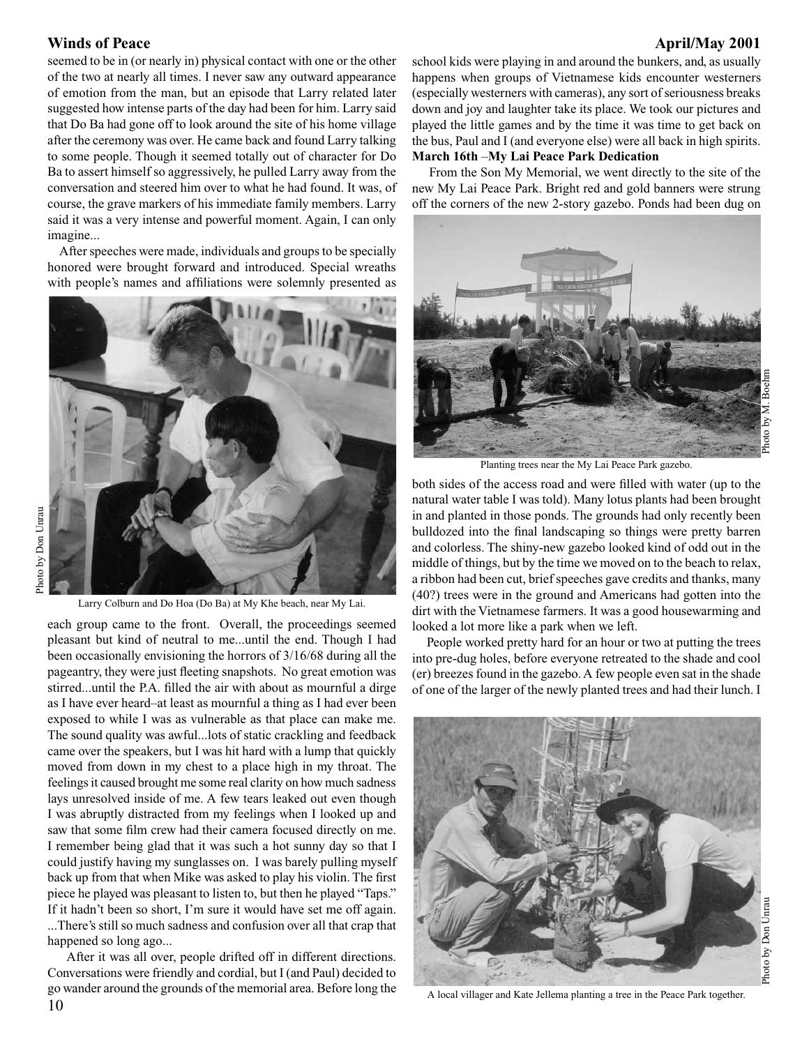seemed to be in (or nearly in) physical contact with one or the other of the two at nearly all times. I never saw any outward appearance of emotion from the man, but an episode that Larry related later suggested how intense parts of the day had been for him. Larry said that Do Ba had gone off to look around the site of his home village after the ceremony was over. He came back and found Larry talking to some people. Though it seemed totally out of character for Do Ba to assert himself so aggressively, he pulled Larry away from the conversation and steered him over to what he had found. It was, of course, the grave markers of his immediate family members. Larry said it was a very intense and powerful moment. Again, I can only imagine...

After speeches were made, individuals and groups to be specially honored were brought forward and introduced. Special wreaths with people's names and affiliations were solemnly presented as each group came to the front. Overall, the proceedings seemed pleasant but kind of neutral to me...until the end. Though I had been occasionally envisioning the horrors of 3/16/68 during all the pageantry, they were just fleeting snapshots. No great emotion was stirred...until the P.A. filled the air with about as mournful a dirge as I have ever heard–at least as mournful a thing as I had ever been exposed to while I was as vulnerable as that place can make me. The sound quality was awful...lots of static crackling and feedback came over the speakers, but I was hit hard with a lump that quickly moved from down in my chest to a place high in my throat. The feelings it caused brought me some real clarity on how much sadness lays unresolved inside of me. A few tears leaked out even though I was abruptly distracted from my feelings when I looked up and saw that some film crew had their camera focused directly on me. I remember being glad that it was such a hot sunny day so that I could justify having my sunglasses on. I was barely pulling myself back up from that when Mike was asked to play his violin. The first piece he played was pleasant to listen to, but then he played "Taps." If it hadn't been so short, I'm sure it would have set me off again. ...There's still so much sadness and confusion over all that crap that happened so long ago...

Photo by Don Unrau

Larry Colburn and Do Hoa (Do Ba) at My Khe beach, near My Lai.

After it was all over, people drifted off in different directions. Conversations were friendly and cordial, but I (and Paul) decided to go wander around the grounds of the memorial area. Before long the school kids were playing in and around the bunkers, and, as usually happens when groups of Vietnamese kids encounter westerners (especially westerners with cameras), any sort of seriousness breaks down and joy and laughter take its place. We took our pictures and played the little games and by the time it was time to get back on the bus, Paul and I (and everyone else) were all back in high spirits.

**March 16th** –**My Lai Peace Park Dedication**

From the Son My Memorial, we went directly to the site of the new My Lai Peace Park. Bright red and gold banners were strung off the corners of the new 2-story gazebo. Ponds had been dug on both sides of the access road and were filled with water (up to the natural water table I was told). Many lotus plants had been brought in and planted in those ponds. The grounds had only recently been bulldozed into the final landscaping so things were pretty barren and colorless. The shiny-new gazebo looked kind of odd out in the middle of things, but by the time we moved on to the beach to relax, a ribbon had been cut, brief speeches gave credits and thanks, many (40?) trees were in the ground and Americans had gotten into the dirt with the Vietnamese farmers. It was a good housewarming and looked a lot more like a park when we left.

Photo by M. Boehm

Planting trees near the My Lai Peace Park gazebo.

People worked pretty hard for an hour or two at putting the trees into pre-dug holes, before everyone retreated to the shade and cool (er) breezes found in the gazebo. A few people even sat in the shade of one of the larger of the newly planted trees and had their lunch. I

Photo by Don Unrau

A local villager and Kate Jellema planting a tree in the Peace Park together.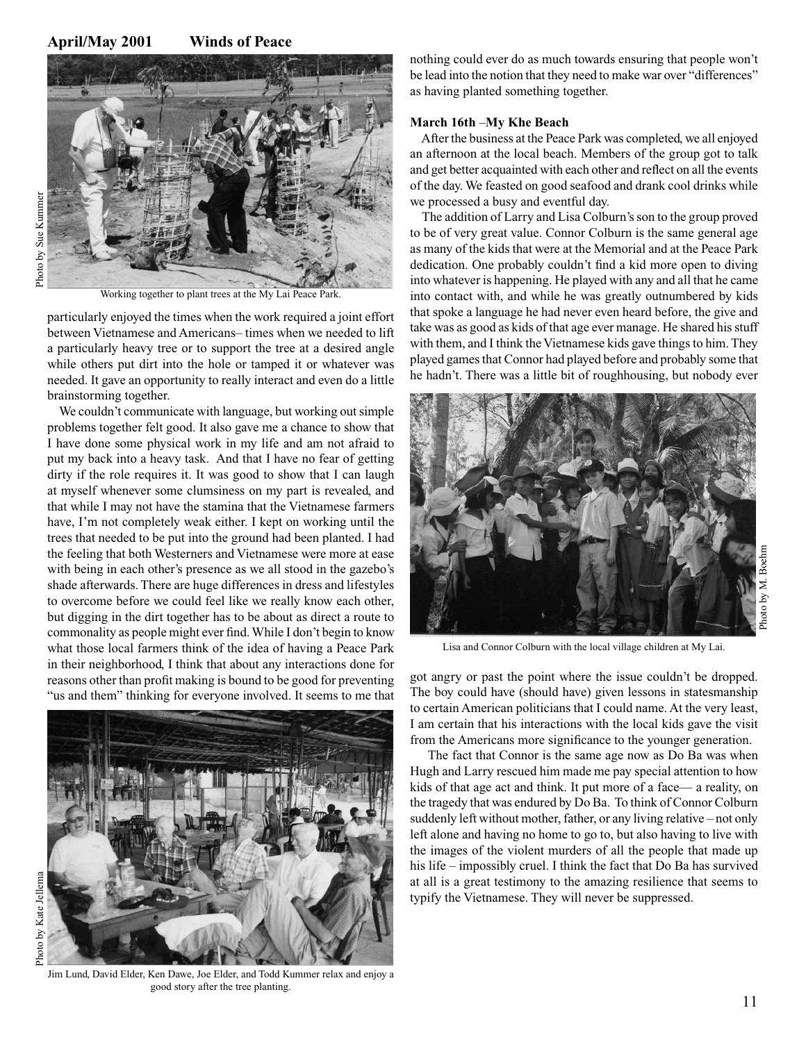Working together to plant trees at the My Lai Peace Park.

Photo by Sue Kummer

particularly enjoyed the times when the work required a joint effort between Vietnamese and Americans– times when we needed to lift a particularly heavy tree or to support the tree at a desired angle while others put dirt into the hole or tamped it or whatever was needed. It gave an opportunity to really interact and even do a little brainstorming together.

We couldn't communicate with language, but working out simple problems together felt good. It also gave me a chance to show that I have done some physical work in my life and am not afraid to put my back into a heavy task. And that I have no fear of getting dirty if the role requires it. It was good to show that I can laugh at myself whenever some clumsiness on my part is revealed, and that while I may not have the stamina that the Vietnamese farmers have, I'm not completely weak either. I kept on working until the trees that needed to be put into the ground had been planted. I had the feeling that both Westerners and Vietnamese were more at ease with being in each other's presence as we all stood in the gazebo's shade afterwards. There are huge differences in dress and lifestyles to overcome before we could feel like we really know each other, but digging in the dirt together has to be about as direct a route to commonality as people might ever find. While I don't begin to know what those local farmers think of the idea of having a Peace Park in their neighborhood, I think that about any interactions done for reasons other than profit making is bound to be good for preventing "us and them" thinking for everyone involved. It seems to me that nothing could ever do as much towards ensuring that people won't be lead into the notion that they need to make war over "differences" as having planted something together.

Jim Lund, David Elder, Ken Dawe, Joe Elder, and Todd Kummer relax and enjoy a good story after the tree planting.

Photo by Kate Jellema

**March 16th** –**My Khe Beach**

After the business at the Peace Park was completed, we all enjoyed an afternoon at the local beach. Members of the group got to talk and get better acquainted with each other and reflect on all the events of the day. We feasted on good seafood and drank cool drinks while we processed a busy and eventful day.

The addition of Larry and Lisa Colburn's son to the group proved to be of very great value. Connor Colburn is the same general age as many of the kids that were at the Memorial and at the Peace Park dedication. One probably couldn't find a kid more open to diving into whatever is happening. He played with any and all that he came into contact with, and while he was greatly outnumbered by kids that spoke a language he had never even heard before, the give and take was as good as kids of that age ever manage. He shared his stuff with them, and I think the Vietnamese kids gave things to him. They played games that Connor had played before and probably some that he hadn't. There was a little bit of roughhousing, but nobody ever got angry or past the point where the issue couldn't be dropped. The boy could have (should have) given lessons in statesmanship to certain American politicians that I could name. At the very least, I am certain that his interactions with the local kids gave the visit from the Americans more significance to the younger generation.

Lisa and Connor Colburn with the local village children at My Lai.

Photo by M. Boehm

The fact that Connor is the same age now as Do Ba was when Hugh and Larry rescued him made me pay special attention to how kids of that age act and think. It put more of a face— a reality, on the tragedy that was endured by Do Ba. To think of Connor Colburn suddenly left without mother, father, or any living relative – not only left alone and having no home to go to, but also having to live with the images of the violent murders of all the people that made up his life – impossibly cruel. I think the fact that Do Ba has survived at all is a great testimony to the amazing resilience that seems to typify the Vietnamese. They will never be suppressed.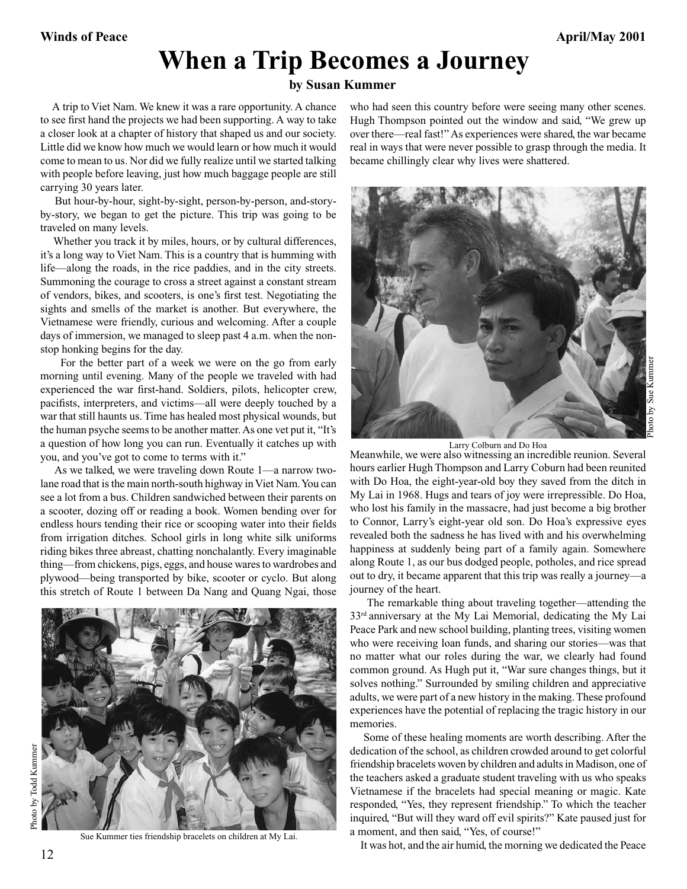# When a Trip Becomes a Journey

**by Susan Kummer**

A trip to Viet Nam. We knew it was a rare opportunity. A chance to see first hand the projects we had been supporting. A way to take a closer look at a chapter of history that shaped us and our society. Little did we know how much we would learn or how much it would come to mean to us. Nor did we fully realize until we started talking with people before leaving, just how much baggage people are still carrying 30 years later.

But hour-by-hour, sight-by-sight, person-by-person, and-story-by-story, we began to get the picture. This trip was going to be traveled on many levels.

Whether you track it by miles, hours, or by cultural differences, it's a long way to Viet Nam. This is a country that is humming with life—along the roads, in the rice paddies, and in the city streets. Summoning the courage to cross a street against a constant stream of vendors, bikes, and scooters, is one's first test. Negotiating the sights and smells of the market is another. But everywhere, the Vietnamese were friendly, curious and welcoming. After a couple days of immersion, we managed to sleep past 4 a.m. when the non-stop honking begins for the day.

For the better part of a week we were on the go from early morning until evening. Many of the people we traveled with had experienced the war first-hand. Soldiers, pilots, helicopter crew, pacifists, interpreters, and victims—all were deeply touched by a war that still haunts us. Time has healed most physical wounds, but the human psyche seems to be another matter. As one vet put it, "It's a question of how long you can run. Eventually it catches up with you, and you've got to come to terms with it."

As we talked, we were traveling down Route 1—a narrow two-lane road that is the main north-south highway in Viet Nam. You can see a lot from a bus. Children sandwiched between their parents on a scooter, dozing off or reading a book. Women bending over for endless hours tending their rice or scooping water into their fields from irrigation ditches. School girls in long white silk uniforms riding bikes three abreast, chatting nonchalantly. Every imaginable thing—from chickens, pigs, eggs, and house wares to wardrobes and plywood—being transported by bike, scooter or cyclo. But along this stretch of Route 1 between Da Nang and Quang Ngai, those who had seen this country before were seeing many other scenes. Hugh Thompson pointed out the window and said, "We grew up over there—real fast!" As experiences were shared, the war became real in ways that were never possible to grasp through the media. It became chillingly clear why lives were shattered.

Sue Kummer ties friendship bracelets on children at My Lai.

Photo by Todd Kummer

Larry Colburn and Do Hoa

Photo by Sue Kummer

Meanwhile, we were also witnessing an incredible reunion. Several hours earlier Hugh Thompson and Larry Coburn had been reunited with Do Hoa, the eight-year-old boy they saved from the ditch in My Lai in 1968. Hugs and tears of joy were irrepressible. Do Hoa, who lost his family in the massacre, had just become a big brother to Connor, Larry's eight-year old son. Do Hoa's expressive eyes revealed both the sadness he has lived with and his overwhelming happiness at suddenly being part of a family again. Somewhere along Route 1, as our bus dodged people, potholes, and rice spread out to dry, it became apparent that this trip was really a journey—a journey of the heart.

The remarkable thing about traveling together—attending the 33rd anniversary at the My Lai Memorial, dedicating the My Lai Peace Park and new school building, planting trees, visiting women who were receiving loan funds, and sharing our stories—was that no matter what our roles during the war, we clearly had found common ground. As Hugh put it, "War sure changes things, but it solves nothing." Surrounded by smiling children and appreciative adults, we were part of a new history in the making. These profound experiences have the potential of replacing the tragic history in our memories.

Some of these healing moments are worth describing. After the dedication of the school, as children crowded around to get colorful friendship bracelets woven by children and adults in Madison, one of the teachers asked a graduate student traveling with us who speaks Vietnamese if the bracelets had special meaning or magic. Kate responded, "Yes, they represent friendship." To which the teacher inquired, "But will they ward off evil spirits?" Kate paused just for a moment, and then said, "Yes, of course!"

It was hot, and the air humid, the morning we dedicated the Peace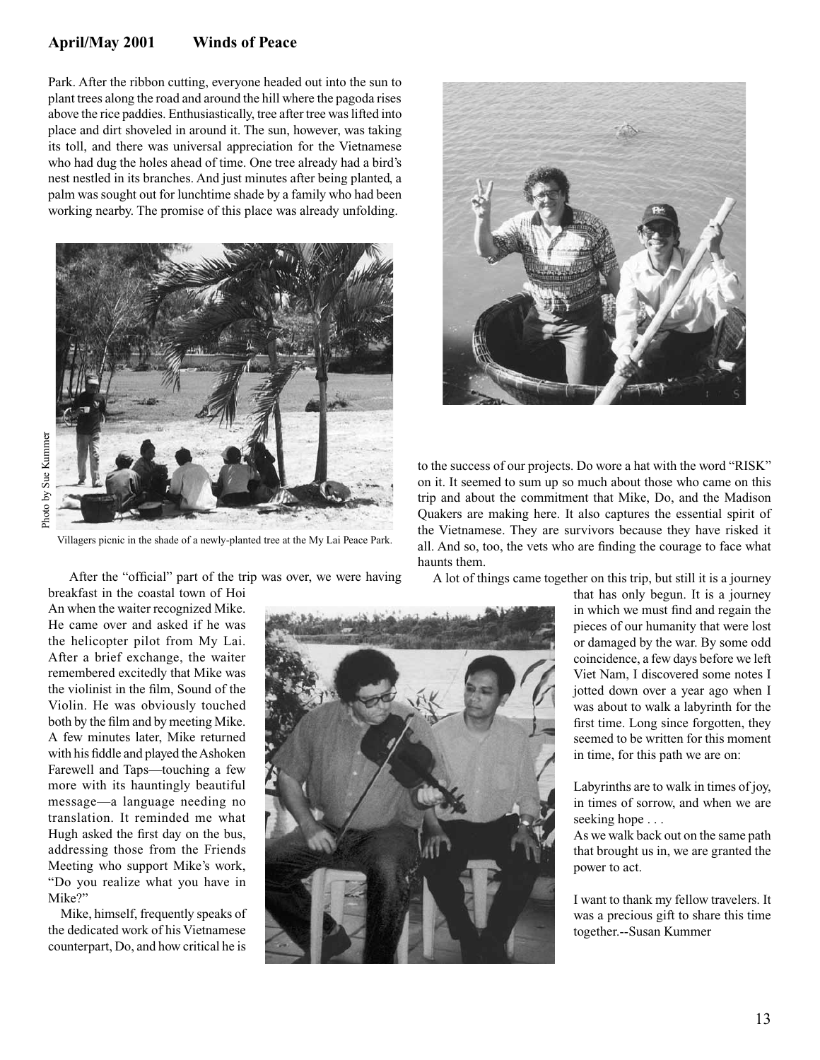Park. After the ribbon cutting, everyone headed out into the sun to plant trees along the road and around the hill where the pagoda rises above the rice paddies. Enthusiastically, tree after tree was lifted into place and dirt shoveled in around it. The sun, however, was taking its toll, and there was universal appreciation for the Vietnamese who had dug the holes ahead of time. One tree already had a bird's nest nestled in its branches. And just minutes after being planted, a palm was sought out for lunchtime shade by a family who had been working nearby. The promise of this place was already unfolding.

Photo by Sue Kummer

Villagers picnic in the shade of a newly-planted tree at the My Lai Peace Park.

After the "official" part of the trip was over, we were having breakfast in the coastal town of Hoi An when the waiter recognized Mike. He came over and asked if he was the helicopter pilot from My Lai. After a brief exchange, the waiter remembered excitedly that Mike was the violinist in the film, Sound of the Violin. He was obviously touched both by the film and by meeting Mike. A few minutes later, Mike returned with his fiddle and played the Ashoken Farewell and Taps—touching a few more with its hauntingly beautiful message—a language needing no translation. It reminded me what Hugh asked the first day on the bus, addressing those from the Friends Meeting who support Mike's work, "Do you realize what you have in Mike?"

Mike, himself, frequently speaks of the dedicated work of his Vietnamese counterpart, Do, and how critical he is to the success of our projects. Do wore a hat with the word "RISK" on it. It seemed to sum up so much about those who came on this trip and about the commitment that Mike, Do, and the Madison Quakers are making here. It also captures the essential spirit of the Vietnamese. They are survivors because they have risked it all. And so, too, the vets who are finding the courage to face what haunts them.

A lot of things came together on this trip, but still it is a journey that has only begun. It is a journey in which we must find and regain the pieces of our humanity that were lost or damaged by the war. By some odd coincidence, a few days before we left Viet Nam, I discovered some notes I jotted down over a year ago when I was about to walk a labyrinth for the first time. Long since forgotten, they seemed to be written for this moment in time, for this path we are on:

Labyrinths are to walk in times of joy, in times of sorrow, and when we are seeking hope . . .
As we walk back out on the same path that brought us in, we are granted the power to act.

I want to thank my fellow travelers. It was a precious gift to share this time together.--Susan Kummer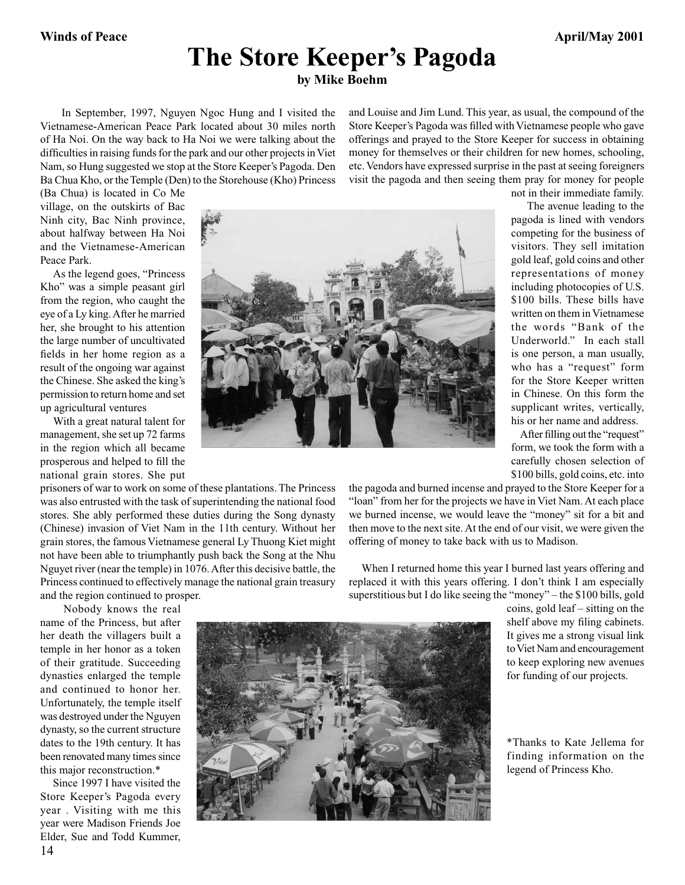# The Store Keeper's Pagoda

**by Mike Boehm**

In September, 1997, Nguyen Ngoc Hung and I visited the Vietnamese-American Peace Park located about 30 miles north of Ha Noi. On the way back to Ha Noi we were talking about the difficulties in raising funds for the park and our other projects in Viet Nam, so Hung suggested we stop at the Store Keeper's Pagoda. Den Ba Chua Kho, or the Temple (Den) to the Storehouse (Kho) Princess (Ba Chua) is located in Co Me village, on the outskirts of Bac Ninh city, Bac Ninh province, about halfway between Ha Noi and the Vietnamese-American Peace Park.

As the legend goes, "Princess Kho" was a simple peasant girl from the region, who caught the eye of a Ly king. After he married her, she brought to his attention the large number of uncultivated fields in her home region as a result of the ongoing war against the Chinese. She asked the king's permission to return home and set up agricultural ventures

With a great natural talent for management, she set up 72 farms in the region which all became prosperous and helped to fill the national grain stores. She put prisoners of war to work on some of these plantations. The Princess was also entrusted with the task of superintending the national food stores. She ably performed these duties during the Song dynasty (Chinese) invasion of Viet Nam in the 11th century. Without her grain stores, the famous Vietnamese general Ly Thuong Kiet might not have been able to triumphantly push back the Song at the Nhu Nguyet river (near the temple) in 1076. After this decisive battle, the Princess continued to effectively manage the national grain treasury and the region continued to prosper.

Nobody knows the real name of the Princess, but after her death the villagers built a temple in her honor as a token of their gratitude. Succeeding dynasties enlarged the temple and continued to honor her. Unfortunately, the temple itself was destroyed under the Nguyen dynasty, so the current structure dates to the 19th century. It has been renovated many times since this major reconstruction.*

Since 1997 I have visited the Store Keeper's Pagoda every year . Visiting with me this year were Madison Friends Joe Elder, Sue and Todd Kummer, and Louise and Jim Lund. This year, as usual, the compound of the Store Keeper's Pagoda was filled with Vietnamese people who gave offerings and prayed to the Store Keeper for success in obtaining money for themselves or their children for new homes, schooling, etc. Vendors have expressed surprise in the past at seeing foreigners visit the pagoda and then seeing them pray for money for people not in their immediate family.

The avenue leading to the pagoda is lined with vendors competing for the business of visitors. They sell imitation gold leaf, gold coins and other representations of money including photocopies of U.S. $100 bills. These bills have written on them in Vietnamese the words "Bank of the Underworld." In each stall is one person, a man usually, who has a "request" form for the Store Keeper written in Chinese. On this form the supplicant writes, vertically, his or her name and address.

After filling out the "request" form, we took the form with a carefully chosen selection of $100 bills, gold coins, etc. into the pagoda and burned incense and prayed to the Store Keeper for a "loan" from her for the projects we have in Viet Nam. At each place we burned incense, we would leave the "money" sit for a bit and then move to the next site. At the end of our visit, we were given the offering of money to take back with us to Madison.

When I returned home this year I burned last years offering and replaced it with this years offering. I don't think I am especially superstitious but I do like seeing the "money" – the $100 bills, gold coins, gold leaf – sitting on the shelf above my filing cabinets. It gives me a strong visual link to Viet Nam and encouragement to keep exploring new avenues for funding of our projects.

*Thanks to Kate Jellema for finding information on the legend of Princess Kho.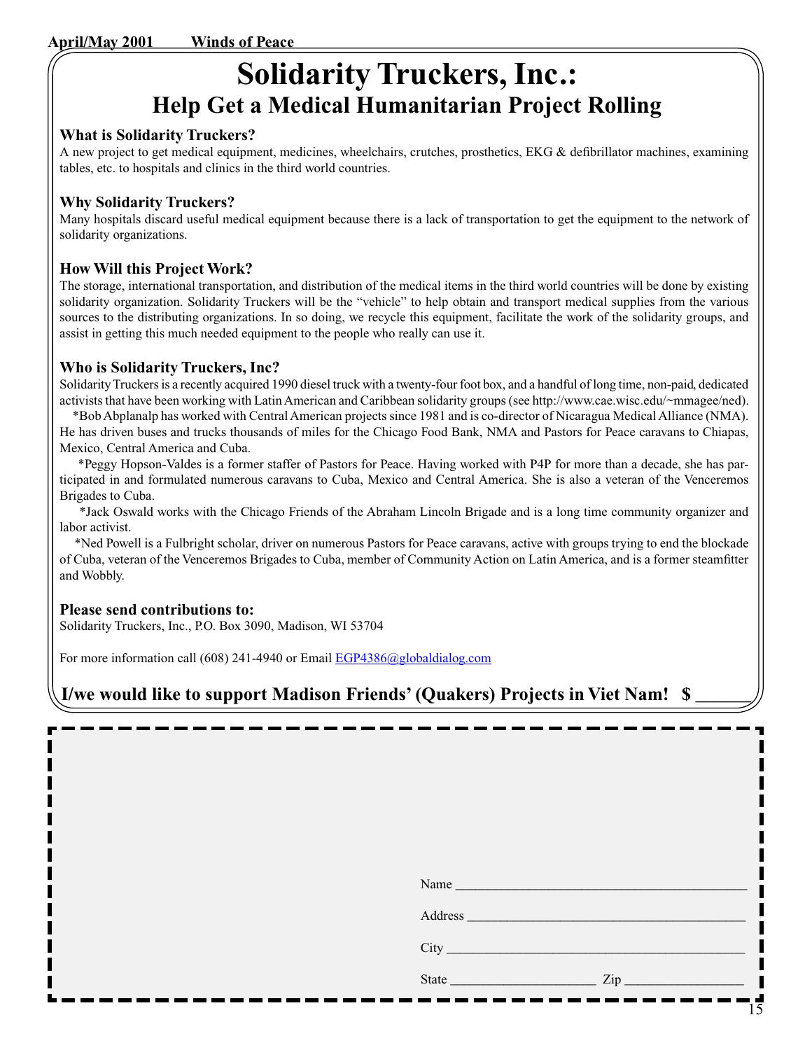# Solidarity Truckers, Inc.:

## Help Get a Medical Humanitarian Project Rolling

### What is Solidarity Truckers?

A new project to get medical equipment, medicines, wheelchairs, crutches, prosthetics, EKG & defibrillator machines, examining tables, etc. to hospitals and clinics in the third world countries.

### Why Solidarity Truckers?

Many hospitals discard useful medical equipment because there is a lack of transportation to get the equipment to the network of solidarity organizations.

### How Will this Project Work?

The storage, international transportation, and distribution of the medical items in the third world countries will be done by existing solidarity organization. Solidarity Truckers will be the "vehicle" to help obtain and transport medical supplies from the various sources to the distributing organizations. In so doing, we recycle this equipment, facilitate the work of the solidarity groups, and assist in getting this much needed equipment to the people who really can use it.

### Who is Solidarity Truckers, Inc?

Solidarity Truckers is a recently acquired 1990 diesel truck with a twenty-four foot box, and a handful of long time, non-paid, dedicated activists that have been working with Latin American and Caribbean solidarity groups (see http://www.cae.wisc.edu/~mmagee/ned).

*Bob Abplanalp has worked with Central American projects since 1981 and is co-director of Nicaragua Medical Alliance (NMA). He has driven buses and trucks thousands of miles for the Chicago Food Bank, NMA and Pastors for Peace caravans to Chiapas, Mexico, Central America and Cuba.

*Peggy Hopson-Valdes is a former staffer of Pastors for Peace. Having worked with P4P for more than a decade, she has participated in and formulated numerous caravans to Cuba, Mexico and Central America. She is also a veteran of the Venceremos Brigades to Cuba.

*Jack Oswald works with the Chicago Friends of the Abraham Lincoln Brigade and is a long time community organizer and labor activist.

*Ned Powell is a Fulbright scholar, driver on numerous Pastors for Peace caravans, active with groups trying to end the blockade of Cuba, veteran of the Venceremos Brigades to Cuba, member of Community Action on Latin America, and is a former steamfitter and Wobbly.

### Please send contributions to:

Solidarity Truckers, Inc., P.O. Box 3090, Madison, WI 53704

For more information call (608) 241-4940 or Email EGP4386@globaldialog.com

**I/we would like to support Madison Friends' (Quakers) Projects in Viet Nam! $ ______**

Name ________________________________

Address ______________________________

City _________________________________

State ________________ Zip _____________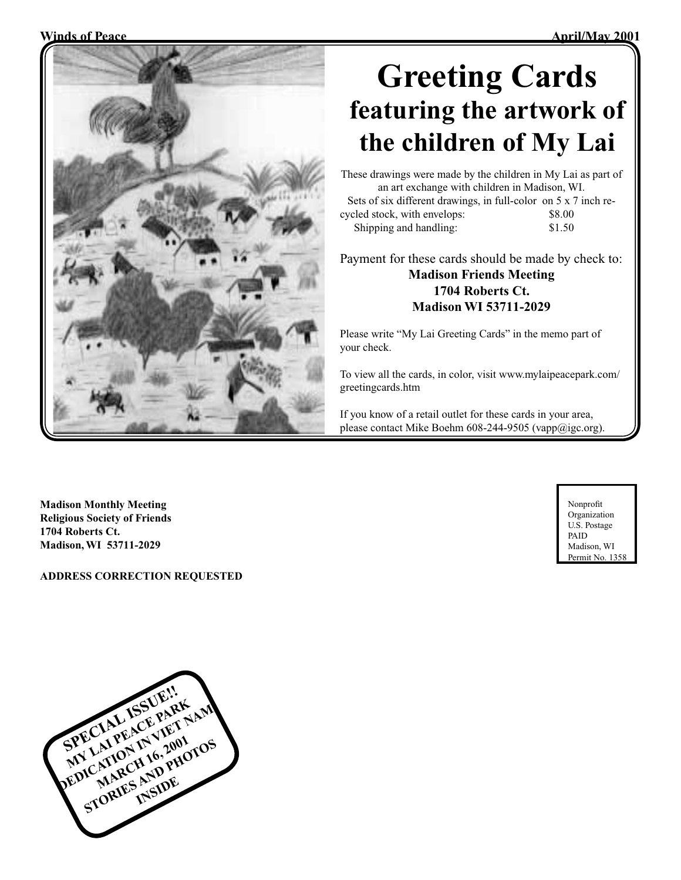# Greeting Cards

## featuring the artwork of the children of My Lai

These drawings were made by the children in My Lai as part of an art exchange with children in Madison, WI.

Sets of six different drawings, in full-color on 5 x 7 inch recycled stock, with envelops: $8.00

Shipping and handling: $1.50

Payment for these cards should be made by check to:

**Madison Friends Meeting**
**1704 Roberts Ct.**
**Madison WI 53711-2029**

Please write “My Lai Greeting Cards” in the memo part of your check.

To view all the cards, in color, visit www.mylaipeacepark.com/greetingcards.htm

If you know of a retail outlet for these cards in your area, please contact Mike Boehm 608-244-9505 (vapp@igc.org).

**Madison Monthly Meeting**
**Religious Society of Friends**
**1704 Roberts Ct.**
**Madison, WI 53711-2029**

**ADDRESS CORRECTION REQUESTED**

Nonprofit Organization
U.S. Postage
PAID
Madison, WI
Permit No. 1358

**SPECIAL ISSUE!!**
**MY LAI PEACE PARK DEDICATION IN VIET NAM**
**MARCH 16, 2001**
**STORIES AND PHOTOS INSIDE**